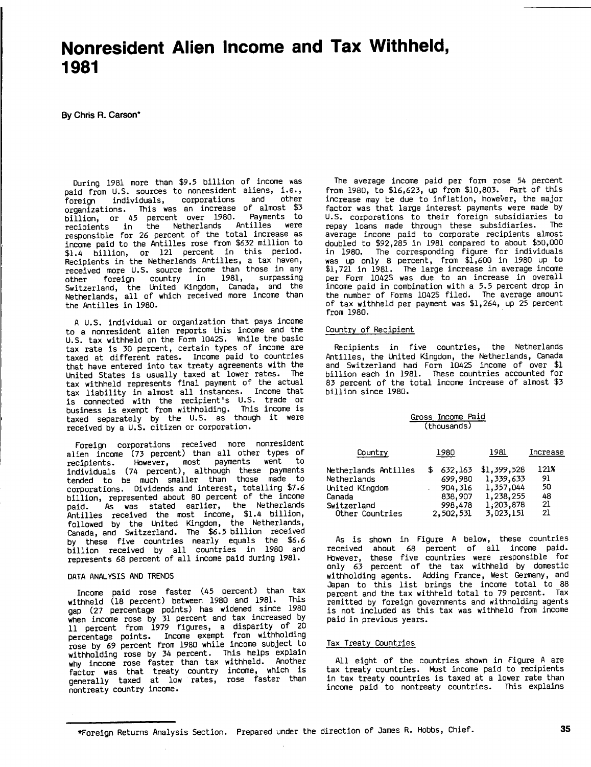# Nonresident Alien Income and Tax Withheld, 1981

**By Chris R. Carson***

During 1981 more than $9.5 billion of income was paid from U.S. sources to nonresident aliens, i.e., foreign individuals, corporations and other organizations. This was an increase of almost $3 billion, or 45 percent over 1980. Payments to recipients in the Netherlands Antilles were responsible for 26 percent of the total increase as income paid to the Antilles rose from $632 million to $1.4 billion, or 121 percent in this period. Recipients in the Netherlands Antilles, a tax haven, received more U.S. source income than those in any other foreign country in 1981, surpassing Switzerland, the United Kingdom, Canada, and the Netherlands, all of which received more income than the Antilles in 1980.

A U.S. individual or organization that pays income to a nonresident alien reports this income and the U.S. tax withheld on the Form 1042S. While the basic tax rate is 30 percent, certain types of income are taxed at different rates. Income paid to countries that have entered into tax treaty agreements with the United States is usually taxed at lower rates. The tax withheld represents final payment of the actual tax liability in almost all instances. Income that is connected with the recipient's U.S. trade or business is exempt from withholding. This income is taxed separately by the U.S. as though it were received by a U.S. citizen or corporation.

Foreign corporations received more nonresident alien income (73 percent) than all other types of recipients. However, most payments went to individuals (74 percent), although these payments tended to be much smaller than those made to corporations. Dividends and interest, totalling $7.6 billion, represented about 80 percent of the income paid. As was stated earlier, the Netherlands Antilles received the most income, $1.4 billion, followed by the United Kingdom, the Netherlands, Canada, and Switzerland. The $6.5 billion received by these five countries nearly equals the $6.6 billion received by all countries in 1980 and represents 68 percent of all income paid during 1981.

## DATA ANALYSIS AND TRENDS

Income paid rose faster (45 percent) than tax withheld (18 percent) between 1980 and 1981. This gap (27 percentage points) has widened since 1980 when income rose by 31 percent and tax increased by 11 percent from 1979 figures, a disparity of 20 percentage points. Income exempt from withholding rose by 69 percent from 1980 while income subject to withholding rose by 34 percent. This helps explain why income rose faster than tax withheld. Another factor was that treaty country income, which is generally taxed at low rates, rose faster than nontreaty country income.

The average income paid per form rose 54 percent from 1980, to $16,623, up from $10,803. Part of this increase may be due to inflation, however, the major factor was that large interest payments were made by U.S. corporations to their foreign subsidiaries to repay loans made through these subsidiaries. The average income paid to corporate recipients almost doubled to $92,285 in 1981 compared to about $50,000 in 1980. The corresponding figure for individuals was up only 8 percent, from $1,600 in 1980 up to $1,721 in 1981. The large increase in average income per Form 1042S was due to an increase in overall income paid in combination with a 5.5 percent drop in the number of Forms 1042S filed. The average amount of tax withheld per payment was $1,264, up 25 percent from 1980.

### Country of Recipient

Recipients in five countries, the Netherlands Antilles, the United Kingdom, the Netherlands, Canada and Switzerland had Form 1042S income of over $1 billion each in 1981. These countries accounted for 83 percent of the total income increase of almost $3 billion since 1980.

Gross Income Paid (thousands)

| Country | 1980 | 1981 | Increase |
|---|---|---|---|
| Netherlands Antilles | $ 632,163 | $1,399,528 | 121% |
| Netherlands | 699,980 | 1,339,633 | 91 |
| United Kingdom | 904,316 | 1,357,044 | 50 |
| Canada | 838,907 | 1,238,255 | 48 |
| Switzerland | 998,478 | 1,203,878 | 21 |
| Other Countries | 2,502,531 | 3,023,151 | 21 |

As is shown in Figure A below, these countries received about 68 percent of all income paid. However, these five countries were responsible for only 63 percent of the tax withheld by domestic withholding agents. Adding France, West Germany, and Japan to this list brings the income total to 88 percent and the tax withheld total to 79 percent. Tax remitted by foreign governments and withholding agents is not included as this tax was withheld from income paid in previous years.

### Tax Treaty Countries

All eight of the countries shown in Figure A are tax treaty countries. Most income paid to recipients in tax treaty countries is taxed at a lower rate than income paid to nontreaty countries. This explains

*Foreign Returns Analysis Section. Prepared under the direction of James R. Hobbs, Chief.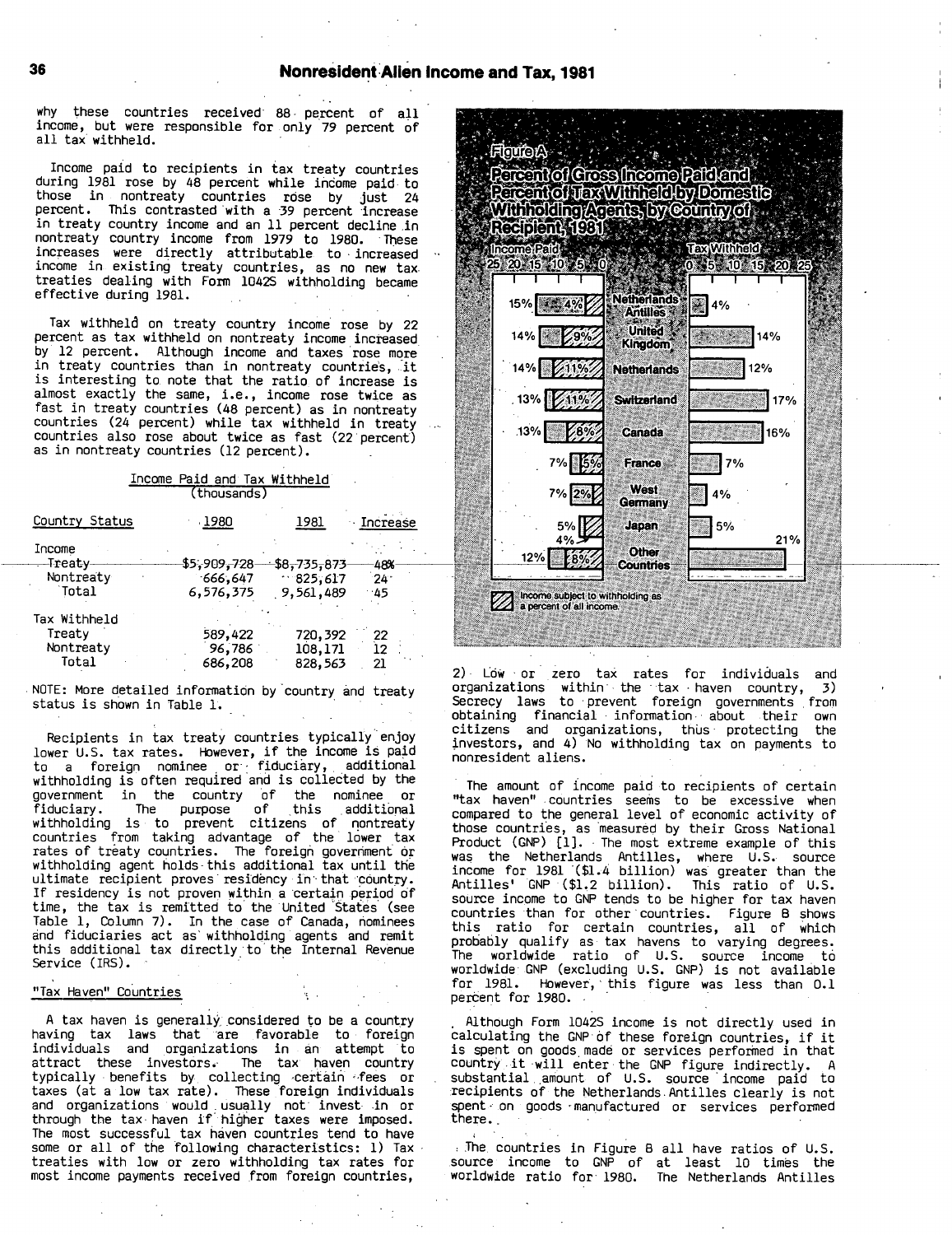why these countries received 88 percent of all income, but were responsible for only 79 percent of all tax withheld.

Income paid to recipients in tax treaty countries during 1981 rose by 48 percent while income paid to those in nontreaty countries rose by just 24 percent. This contrasted with a 39 percent increase in treaty country income and an 11 percent decline in nontreaty country income from 1979 to 1980. These increases were directly attributable to increased income in existing treaty countries, as no new tax treaties dealing with Form 1042S withholding became effective during 1981.

Tax withheld on treaty country income rose by 22 percent as tax withheld on nontreaty income increased by 12 percent. Although income and taxes rose more in treaty countries than in nontreaty countries, it is interesting to note that the ratio of increase is almost exactly the same, i.e., income rose twice as fast in treaty countries (48 percent) as in nontreaty countries (24 percent) while tax withheld in treaty countries also rose about twice as fast (22 percent) as in nontreaty countries (12 percent).

Income Paid and Tax Withheld (thousands)

| Country Status | 1980 | 1981 | Increase |
|---|---|---|---|
| Income | | | |
| Treaty | $5,909,728 | $8,735,873 | 48% |
| Nontreaty | 666,647 | 825,617 | 24 |
| Total | 6,576,375 | 9,561,489 | 45 |
| Tax Withheld | | | |
| Treaty | 589,422 | 720,392 | 22 |
| Nontreaty | 96,786 | 108,171 | 12 |
| Total | 686,208 | 828,563 | 21 |

NOTE: More detailed information by country and treaty status is shown in Table 1.

Recipients in tax treaty countries typically enjoy lower U.S. tax rates. However, if the income is paid to a foreign nominee or fiduciary, additional withholding is often required and is collected by the government in the country of the nominee or fiduciary. The purpose of this additional withholding is to prevent citizens of nontreaty countries from taking advantage of the lower tax rates of treaty countries. The foreign government or withholding agent holds this additional tax until the ultimate recipient proves residency in that country. If residency is not proven within a certain period of time, the tax is remitted to the United States (see Table 1, Column 7). In the case of Canada, nominees and fiduciaries act as withholding agents and remit this additional tax directly to the Internal Revenue Service (IRS).

"Tax Haven" Countries

A tax haven is generally considered to be a country having tax laws that are favorable to foreign individuals and organizations in an attempt to attract these investors. The tax haven country typically benefits by collecting certain fees or taxes (at a low tax rate). These foreign individuals and organizations would usually not invest in or through the tax haven if higher taxes were imposed. The most successful tax haven countries tend to have some or all of the following characteristics: 1) Tax treaties with low or zero withholding tax rates for most income payments received from foreign countries,

**Figure A**

**Percent of Gross Income Paid and Percent of Tax Withheld by Domestic Withholding Agents, by Country of Recipient, 1981**

| Income Paid | Income subject to withholding as a percent of all income | Country | Tax Withheld |
|---|---|---|---|
| 15% | 4% | Netherlands Antilles | 4% |
| 14% | 9% | United Kingdom | 14% |
| 14% | 11% | Netherlands | 12% |
| 13% | 11% | Switzerland | 17% |
| 13% | 8% | Canada | 16% |
| 7% | 5% | France | 7% |
| 7% | 2% | West Germany | 4% |
| 5% | 4% | Japan | 5% |
| 12% | 8% | Other Countries | 21% |

2) Low or zero tax rates for individuals and organizations within the tax haven country, 3) Secrecy laws to prevent foreign governments from obtaining financial information about their own citizens and organizations, thus protecting the investors, and 4) No withholding tax on payments to nonresident aliens.

The amount of income paid to recipients of certain "tax haven" countries seems to be excessive when compared to the general level of economic activity of those countries, as measured by their Gross National Product (GNP) [1]. The most extreme example of this was the Netherlands Antilles, where U.S. source income for 1981 ($1.4 billion) was greater than the Antilles' GNP ($1.2 billion). This ratio of U.S. source income to GNP tends to be higher for tax haven countries than for other countries. Figure B shows this ratio for certain countries, all of which probably qualify as tax havens to varying degrees. The worldwide ratio of U.S. source income to worldwide GNP (excluding U.S. GNP) is not available for 1981. However, this figure was less than 0.1 percent for 1980.

Although Form 1042S income is not directly used in calculating the GNP of these foreign countries, if it is spent on goods made or services performed in that country it will enter the GNP figure indirectly. A substantial amount of U.S. source income paid to recipients of the Netherlands Antilles clearly is not spent on goods manufactured or services performed there.

The countries in Figure B all have ratios of U.S. source income to GNP of at least 10 times the worldwide ratio for 1980. The Netherlands Antilles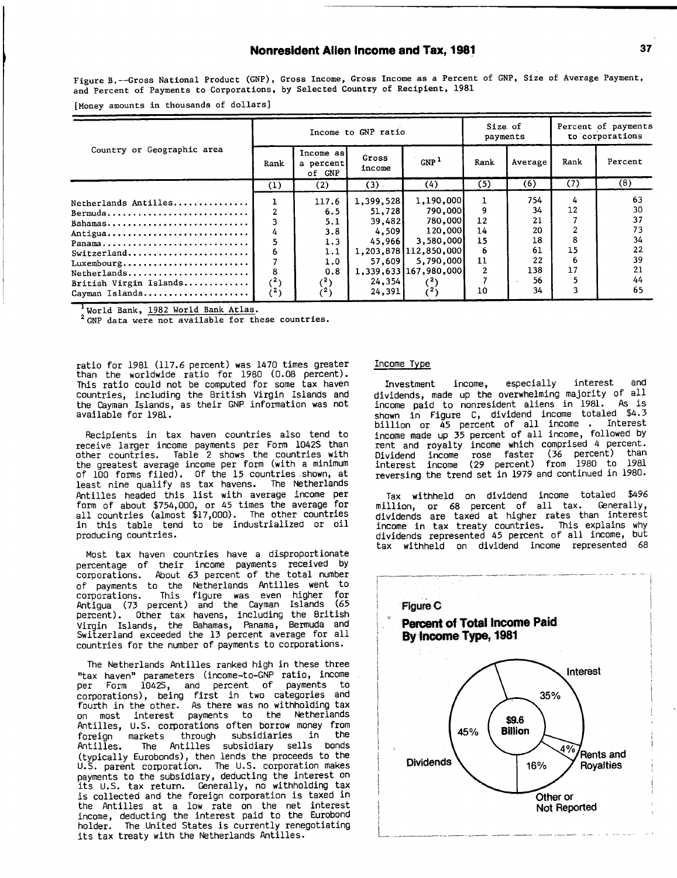Figure B.--Gross National Product (GNP), Gross Income, Gross Income as a Percent of GNP, Size of Average Payment, and Percent of Payments to Corporations, by Selected Country of Recipient, 1981

[Money amounts in thousands of dollars]

| Country or Geographic area | Income to GNP ratio | | | | Size of payments | | Percent of payments to corporations | |
|---|---|---|---|---|---|---|---|---|
| | Rank | Income as a percent of GNP | Gross income | GNP [1] | Rank | Average | Rank | Percent |
| | (1) | (2) | (3) | (4) | (5) | (6) | (7) | (8) |
| Netherlands Antilles | 1 | 117.6 | 1,399,528 | 1,190,000 | 1 | 754 | 4 | 63 |
| Bermuda | 2 | 6.5 | 51,728 | 790,000 | 9 | 34 | 12 | 30 |
| Bahamas | 3 | 5.1 | 39,482 | 780,000 | 12 | 21 | 7 | 37 |
| Antigua | 4 | 3.8 | 4,509 | 120,000 | 14 | 20 | 2 | 73 |
| Panama | 5 | 1.3 | 45,966 | 3,580,000 | 15 | 18 | 8 | 34 |
| Switzerland | 6 | 1.1 | 1,203,878 | 112,850,000 | 6 | 61 | 15 | 22 |
| Luxembourg | 7 | 1.0 | 57,609 | 5,790,000 | 11 | 22 | 6 | 39 |
| Netherlands | 8 | 0.8 | 1,339,633 | 167,980,000 | 2 | 138 | 17 | 21 |
| British Virgin Islands | (2) | (2) | 24,354 | (2) | 7 | 56 | 5 | 44 |
| Cayman Islands | (2) | (2) | 24,391 | (2) | 10 | 34 | 3 | 65 |

[1] World Bank, 1982 World Bank Atlas.
[2] GNP data were not available for these countries.

ratio for 1981 (117.6 percent) was 1470 times greater than the worldwide ratio for 1980 (0.08 percent). This ratio could not be computed for some tax haven countries, including the British Virgin Islands and the Cayman Islands, as their GNP information was not available for 1981.

Recipients in tax haven countries also tend to receive larger income payments per Form 1042S than other countries. Table 2 shows the countries with the greatest average income per form (with a minimum of 100 forms filed). Of the 15 countries shown, at least nine qualify as tax havens. The Netherlands Antilles headed this list with average income per form of about $754,000, or 45 times the average for all countries (almost $17,000). The other countries in this table tend to be industrialized or oil producing countries.

Most tax haven countries have a disproportionate percentage of their income payments received by corporations. About 63 percent of the total number of payments to the Netherlands Antilles went to corporations. This figure was even higher for Antigua (73 percent) and the Cayman Islands (65 percent). Other tax havens, including the British Virgin Islands, the Bahamas, Panama, Bermuda and Switzerland exceeded the 13 percent average for all countries for the number of payments to corporations.

The Netherlands Antilles ranked high in these three "tax haven" parameters (income-to-GNP ratio, income per Form 1042S, and percent of payments to corporations), being first in two categories and fourth in the other. As there was no withholding tax on most interest payments to the Netherlands Antilles, U.S. corporations often borrow money from foreign markets through subsidiaries in the Antilles. The Antilles subsidiary sells bonds (typically Eurobonds), then lends the proceeds to the U.S. parent corporation. The U.S. corporation makes payments to the subsidiary, deducting the interest on its U.S. tax return. Generally, no withholding tax is collected and the foreign corporation is taxed in the Antilles at a low rate on the net interest income, deducting the interest paid to the Eurobond holder. The United States is currently renegotiating its tax treaty with the Netherlands Antilles.

## Income Type

Investment income, especially interest and dividends, made up the overwhelming majority of all income paid to nonresident aliens in 1981. As is shown in Figure C, dividend income totaled $4.3 billion or 45 percent of all income . Interest income made up 35 percent of all income, followed by rent and royalty income which comprised 4 percent. Dividend income rose faster (36 percent) than interest income (29 percent) from 1980 to 1981 reversing the trend set in 1979 and continued in 1980.

Tax withheld on dividend income totaled $496 million, or 68 percent of all tax. Generally, dividends are taxed at higher rates than interest income in tax treaty countries. This explains why dividends represented 45 percent of all income, but tax withheld on dividend income represented 68

**Figure C**

**Percent of Total Income Paid By Income Type, 1981**

$9.6 Billion

| Income type | Percent |
|---|---|
| Dividends | 45% |
| Interest | 35% |
| Rents and Royalties | 4% |
| Other or Not Reported | 16% |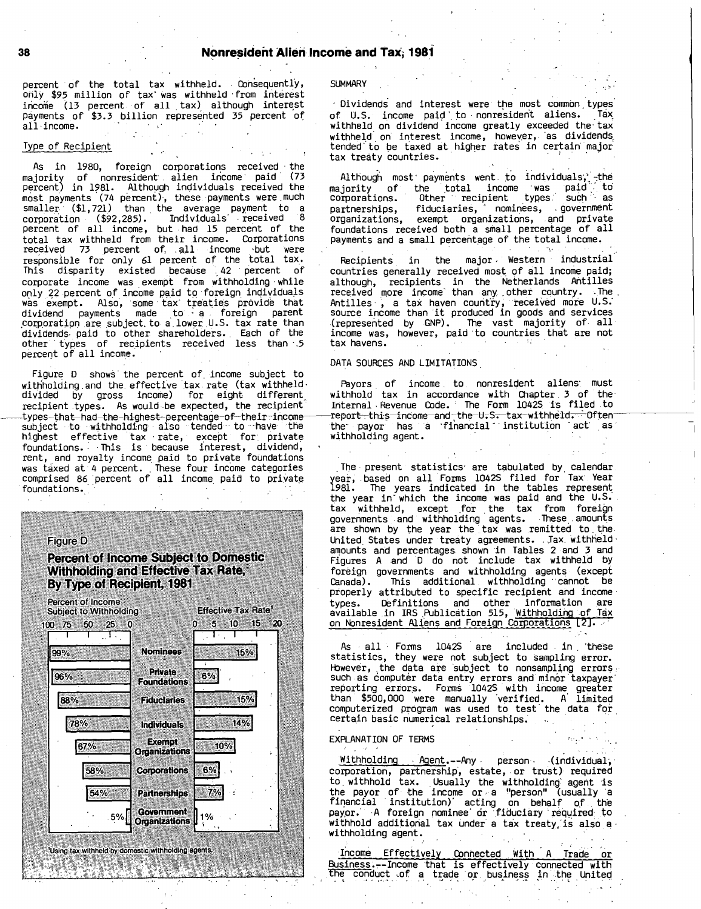percent of the total tax withheld. Consequently, only $95 million of tax was withheld from interest income (13 percent of all tax) although interest payments of $3.3 billion represented 35 percent of all income.

Type of Recipient

As in 1980, foreign corporations received the majority of nonresident alien income paid (73 percent) in 1981. Although individuals received the most payments (74 percent), these payments were much smaller ($1,721) than the average payment to a corporation ($92,285). Individuals received 8 percent of all income, but had 15 percent of the total tax withheld from their income. Corporations received 73 percent of all income but were responsible for only 61 percent of the total tax. This disparity existed because 42 percent of corporate income was exempt from withholding while only 22 percent of income paid to foreign individuals was exempt. Also, some tax treaties provide that dividend payments made to a foreign parent corporation are subject to a lower U.S. tax rate than dividends paid to other shareholders. Each of the other types of recipients received less than .5 percent of all income.

Figure D shows the percent of income subject to withholding and the effective tax rate (tax withheld divided by gross income) for eight different recipient types. As would be expected, the recipient types that had the highest percentage of their income subject to withholding also tended to have the highest effective tax rate, except for private foundations. This is because interest, dividend, rent, and royalty income paid to private foundations was taxed at 4 percent. These four income categories comprised 86 percent of all income paid to private foundations.

**Figure D**

**Percent of Income Subject to Domestic Withholding and Effective Tax Rate, By Type of Recipient, 1981**

| Type of recipient | Percent of Income Subject to Withholding | Effective Tax Rate[1] |
|---|---|---|
| Nominees | 99% | 15% |
| Private Foundations | 96% | 6% |
| Fiduciaries | 88% | 15% |
| Individuals | 78% | 14% |
| Exempt Organizations | 67% | 10% |
| Corporations | 58% | 6% |
| Partnerships | 54% | 7% |
| Government Organizations | .5% | 1% |

[1]Using tax withheld by domestic withholding agents.

SUMMARY

Dividends and interest were the most common types of U.S. income paid to nonresident aliens. Tax withheld on dividend income greatly exceeded the tax withheld on interest income, however, as dividends tended to be taxed at higher rates in certain major tax treaty countries.

Although most payments went to individuals, the majority of the total income was paid to corporations. Other recipient types such as partnerships, fiduciaries, nominees, government organizations, exempt organizations, and private foundations received both a small percentage of all payments and a small percentage of the total income.

Recipients in the major Western industrial countries generally received most of all income paid; although, recipients in the Netherlands Antilles received more income than any other country. The Antilles, a tax haven country, received more U.S. source income than it produced in goods and services (represented by GNP). The vast majority of all income was, however, paid to countries that are not tax havens.

DATA SOURCES AND LIMITATIONS

Payors of income to nonresident aliens must withhold tax in accordance with Chapter 3 of the Internal Revenue Code. The Form 1042S is filed to report this income and the U.S. tax withheld. Often the payor has a financial institution act as withholding agent.

The present statistics are tabulated by calendar year, based on all Forms 1042S filed for Tax Year 1981. The years indicated in the tables represent the year in which the income was paid and the U.S. tax withheld, except for the tax from foreign governments and withholding agents. These amounts are shown by the year the tax was remitted to the United States under treaty agreements. Tax withheld amounts and percentages shown in Tables 2 and 3 and Figures A and D do not include tax withheld by foreign governments and withholding agents (except Canada). This additional withholding cannot be properly attributed to specific recipient and income types. Definitions and other information are available in IRS Publication 515, Withholding of Tax on Nonresident Aliens and Foreign Corporations [2].

As all Forms 1042S are included in these statistics, they were not subject to sampling error. However, the data are subject to nonsampling errors such as computer data entry errors and minor taxpayer reporting errors. Forms 1042S with income greater than $500,000 were manually verified. A limited computerized program was used to test the data for certain basic numerical relationships.

EXPLANATION OF TERMS

Withholding Agent.--Any person (individual, corporation, partnership, estate, or trust) required to withhold tax. Usually the withholding agent is the payor of the income or a "person" (usually a financial institution) acting on behalf of the payor. A foreign nominee or fiduciary required to withhold additional tax under a tax treaty is also a withholding agent.

Income Effectively Connected With A Trade or Business.--Income that is effectively connected with the conduct of a trade or business in the United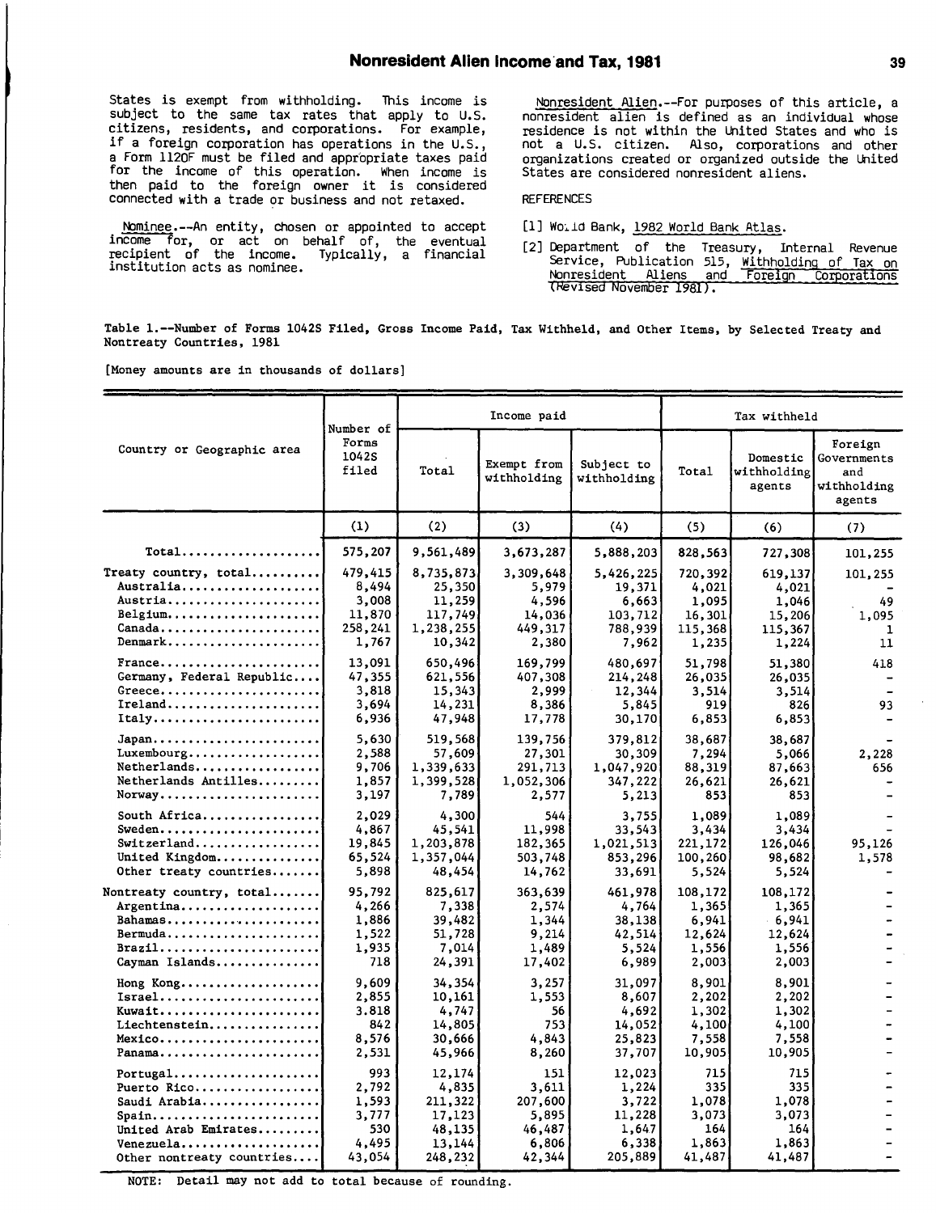States is exempt from withholding. This income is subject to the same tax rates that apply to U.S. citizens, residents, and corporations. For example, if a foreign corporation has operations in the U.S., a Form 1120F must be filed and appropriate taxes paid for the income of this operation. When income is then paid to the foreign owner it is considered connected with a trade or business and not retaxed.

Nominee.--An entity, chosen or appointed to accept income for, or act on behalf of, the eventual recipient of the income. Typically, a financial institution acts as nominee.

Nonresident Alien.--For purposes of this article, a nonresident alien is defined as an individual whose residence is not within the United States and who is not a U.S. citizen. Also, corporations and other organizations created or organized outside the United States are considered nonresident aliens.

REFERENCES

[1] World Bank, 1982 World Bank Atlas.

[2] Department of the Treasury, Internal Revenue Service, Publication 515, Withholding of Tax on Nonresident Aliens and Foreign Corporations (Revised November 1981).

**Table 1.--Number of Forms 1042S Filed, Gross Income Paid, Tax Withheld, and Other Items, by Selected Treaty and Nontreaty Countries, 1981**

[Money amounts are in thousands of dollars]

| Country or Geographic area | Number of Forms 1042S filed | Income paid | | | Tax withheld | | |
|---|---|---|---|---|---|---|---|
| | | Total | Exempt from withholding | Subject to withholding | Total | Domestic withholding agents | Foreign Governments and withholding agents |
| | (1) | (2) | (3) | (4) | (5) | (6) | (7) |
| Total | 575,207 | 9,561,489 | 3,673,287 | 5,888,203 | 828,563 | 727,308 | 101,255 |
| Treaty country, total | 479,415 | 8,735,873 | 3,309,648 | 5,426,225 | 720,392 | 619,137 | 101,255 |
| Australia | 8,494 | 25,350 | 5,979 | 19,371 | 4,021 | 4,021 | - |
| Austria | 3,008 | 11,259 | 4,596 | 6,663 | 1,095 | 1,046 | 49 |
| Belgium | 11,870 | 117,749 | 14,036 | 103,712 | 16,301 | 15,206 | 1,095 |
| Canada | 258,241 | 1,238,255 | 449,317 | 788,939 | 115,368 | 115,367 | 1 |
| Denmark | 1,767 | 10,342 | 2,380 | 7,962 | 1,235 | 1,224 | 11 |
| France | 13,091 | 650,496 | 169,799 | 480,697 | 51,798 | 51,380 | 418 |
| Germany, Federal Republic | 47,355 | 621,556 | 407,308 | 214,248 | 26,035 | 26,035 | - |
| Greece | 3,818 | 15,343 | 2,999 | 12,344 | 3,514 | 3,514 | - |
| Ireland | 3,694 | 14,231 | 8,386 | 5,845 | 919 | 826 | 93 |
| Italy | 6,936 | 47,948 | 17,778 | 30,170 | 6,853 | 6,853 | - |
| Japan | 5,630 | 519,568 | 139,756 | 379,812 | 38,687 | 38,687 | - |
| Luxembourg | 2,588 | 57,609 | 27,301 | 30,309 | 7,294 | 5,066 | 2,228 |
| Netherlands | 9,706 | 1,339,633 | 291,713 | 1,047,920 | 88,319 | 87,663 | 656 |
| Netherlands Antilles | 1,857 | 1,399,528 | 1,052,306 | 347,222 | 26,621 | 26,621 | - |
| Norway | 3,197 | 7,789 | 2,577 | 5,213 | 853 | 853 | - |
| South Africa | 2,029 | 4,300 | 544 | 3,755 | 1,089 | 1,089 | - |
| Sweden | 4,867 | 45,541 | 11,998 | 33,543 | 3,434 | 3,434 | - |
| Switzerland | 19,845 | 1,203,878 | 182,365 | 1,021,513 | 221,172 | 126,046 | 95,126 |
| United Kingdom | 65,524 | 1,357,044 | 503,748 | 853,296 | 100,260 | 98,682 | 1,578 |
| Other treaty countries | 5,898 | 48,454 | 14,762 | 33,691 | 5,524 | 5,524 | - |
| Nontreaty country, total | 95,792 | 825,617 | 363,639 | 461,978 | 108,172 | 108,172 | - |
| Argentina | 4,266 | 7,338 | 2,574 | 4,764 | 1,365 | 1,365 | - |
| Bahamas | 1,886 | 39,482 | 1,344 | 38,138 | 6,941 | 6,941 | - |
| Bermuda | 1,522 | 51,728 | 9,214 | 42,514 | 12,624 | 12,624 | - |
| Brazil | 1,935 | 7,014 | 1,489 | 5,524 | 1,556 | 1,556 | - |
| Cayman Islands | 718 | 24,391 | 17,402 | 6,989 | 2,003 | 2,003 | - |
| Hong Kong | 9,609 | 34,354 | 3,257 | 31,097 | 8,901 | 8,901 | - |
| Israel | 2,855 | 10,161 | 1,553 | 8,607 | 2,202 | 2,202 | - |
| Kuwait | 3,818 | 4,747 | 56 | 4,692 | 1,302 | 1,302 | - |
| Liechtenstein | 842 | 14,805 | 753 | 14,052 | 4,100 | 4,100 | - |
| Mexico | 8,576 | 30,666 | 4,843 | 25,823 | 7,558 | 7,558 | - |
| Panama | 2,531 | 45,966 | 8,260 | 37,707 | 10,905 | 10,905 | - |
| Portugal | 993 | 12,174 | 151 | 12,023 | 715 | 715 | - |
| Puerto Rico | 2,792 | 4,835 | 3,611 | 1,224 | 335 | 335 | - |
| Saudi Arabia | 1,593 | 211,322 | 207,600 | 3,722 | 1,078 | 1,078 | - |
| Spain | 3,777 | 17,123 | 5,895 | 11,228 | 3,073 | 3,073 | - |
| United Arab Emirates | 530 | 48,135 | 46,487 | 1,647 | 164 | 164 | - |
| Venezuela | 4,495 | 13,144 | 6,806 | 6,338 | 1,863 | 1,863 | - |
| Other nontreaty countries | 43,054 | 248,232 | 42,344 | 205,889 | 41,487 | 41,487 | - |

NOTE: Detail may not add to total because of rounding.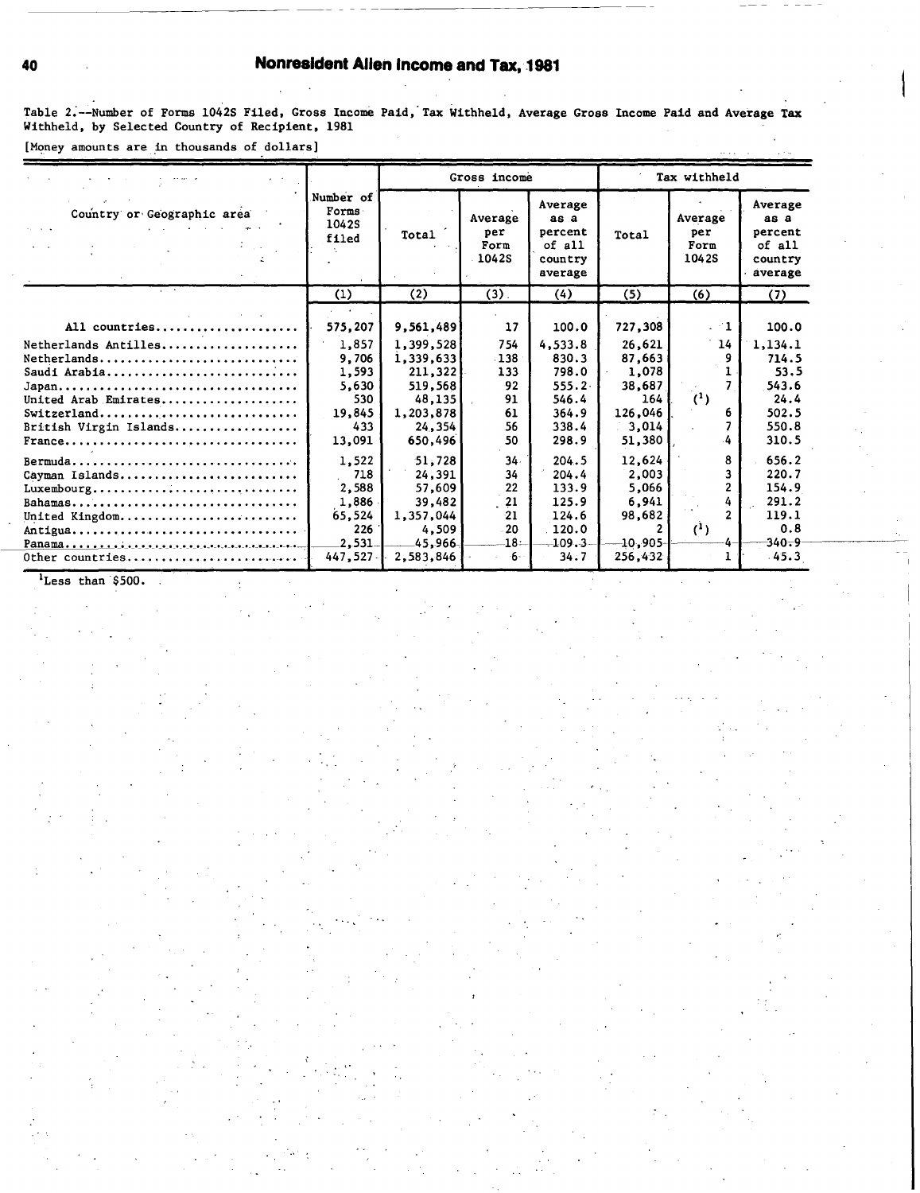Table 2.--Number of Forms 1042S Filed, Gross Income Paid, Tax Withheld, Average Gross Income Paid and Average Tax Withheld, by Selected Country of Recipient, 1981

[Money amounts are in thousands of dollars]

| Country or Geographic area | Number of Forms 1042S filed | Gross income | | | Tax withheld | | |
|---|---|---|---|---|---|---|---|
| | | Total | Average per Form 1042S | Average as a percent of all country average | Total | Average per Form 1042S | Average as a percent of all country average |
| | (1) | (2) | (3) | (4) | (5) | (6) | (7) |
| All countries | 575,207 | 9,561,489 | 17 | 100.0 | 727,308 | 1 | 100.0 |
| Netherlands Antilles | 1,857 | 1,399,528 | 754 | 4,533.8 | 26,621 | 14 | 1,134.1 |
| Netherlands | 9,706 | 1,339,633 | 138 | 830.3 | 87,663 | 9 | 714.5 |
| Saudi Arabia | 1,593 | 211,322 | 133 | 798.0 | 1,078 | 1 | 53.5 |
| Japan | 5,630 | 519,568 | 92 | 555.2 | 38,687 | 7 | 543.6 |
| United Arab Emirates | 530 | 48,135 | 91 | 546.4 | 164 | (1) | 24.4 |
| Switzerland | 19,845 | 1,203,878 | 61 | 364.9 | 126,046 | 6 | 502.5 |
| British Virgin Islands | 433 | 24,354 | 56 | 338.4 | 3,014 | 7 | 550.8 |
| France | 13,091 | 650,496 | 50 | 298.9 | 51,380 | 4 | 310.5 |
| Bermuda | 1,522 | 51,728 | 34 | 204.5 | 12,624 | 8 | 656.2 |
| Cayman Islands | 718 | 24,391 | 34 | 204.4 | 2,003 | 3 | 220.7 |
| Luxembourg | 2,588 | 57,609 | 22 | 133.9 | 5,066 | 2 | 154.9 |
| Bahamas | 1,886 | 39,482 | 21 | 125.9 | 6,941 | 4 | 291.2 |
| United Kingdom | 65,524 | 1,357,044 | 21 | 124.6 | 98,682 | 2 | 119.1 |
| Antigua | 226 | 4,509 | 20 | 120.0 | 2 | (1) | 0.8 |
| Panama | 2,531 | 45,966 | 18 | 109.3 | 10,905 | 4 | 340.9 |
| Other countries | 447,527 | 2,583,846 | 6 | 34.7 | 256,432 | 1 | 45.3 |

[1] Less than $500.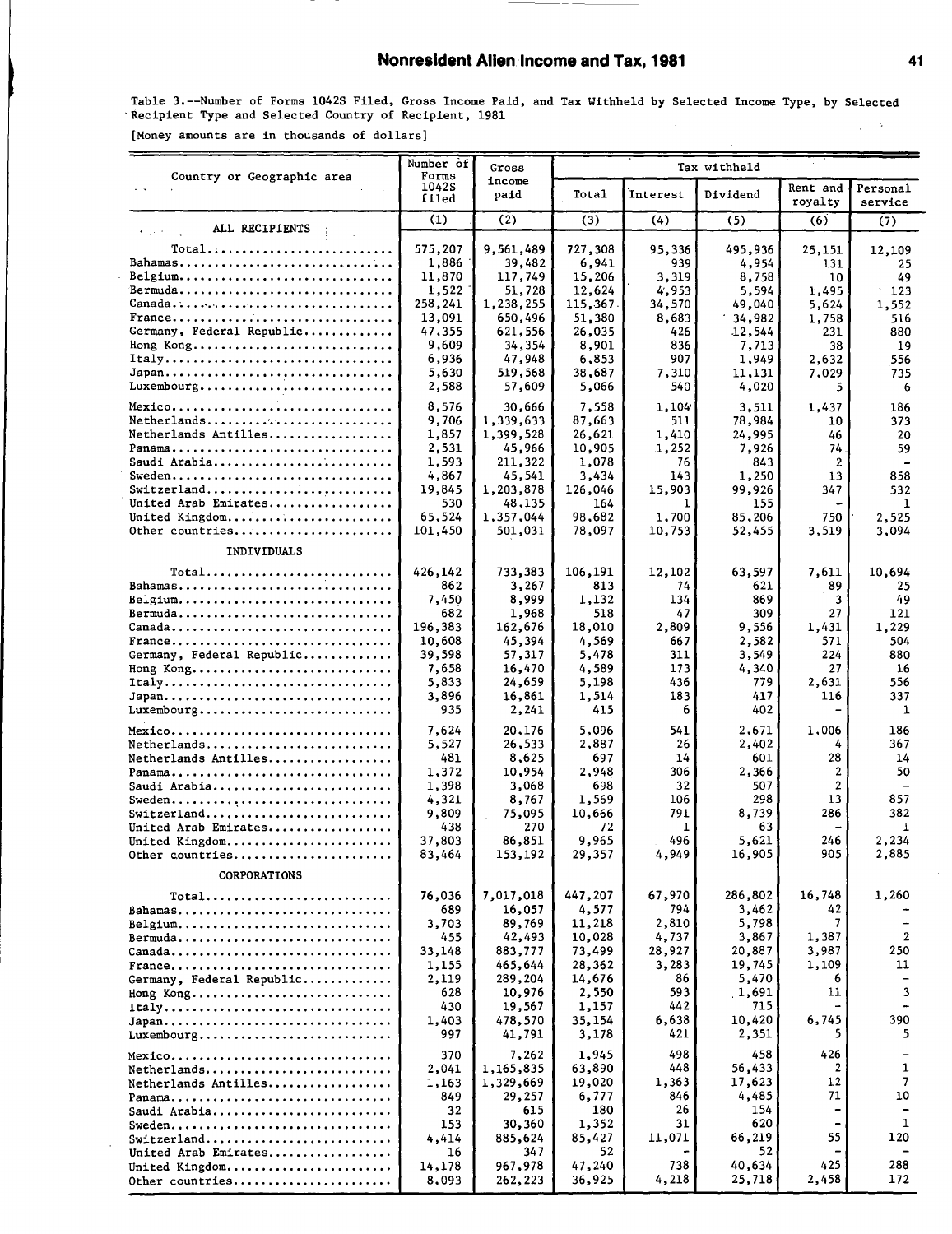Table 3.--Number of Forms 1042S Filed, Gross Income Paid, and Tax Withheld by Selected Income Type, by Selected Recipient Type and Selected Country of Recipient, 1981

[Money amounts are in thousands of dollars]

| Country or Geographic area | Number of Forms 1042S filed | Gross income paid | Tax withheld | | | | |
|---|---|---|---|---|---|---|---|
| | | | Total | Interest | Dividend | Rent and royalty | Personal service |
| | (1) | (2) | (3) | (4) | (5) | (6) | (7) |
| **ALL RECIPIENTS** | | | | | | | |
| Total | 575,207 | 9,561,489 | 727,308 | 95,336 | 495,936 | 25,151 | 12,109 |
| Bahamas | 1,886 | 39,482 | 6,941 | 939 | 4,954 | 131 | 25 |
| Belgium | 11,870 | 117,749 | 15,206 | 3,319 | 8,758 | 10 | 49 |
| Bermuda | 1,522 | 51,728 | 12,624 | 4,953 | 5,594 | 1,495 | 123 |
| Canada | 258,241 | 1,238,255 | 115,367 | 34,570 | 49,040 | 5,624 | 1,552 |
| France | 13,091 | 650,496 | 51,380 | 8,683 | 34,982 | 1,758 | 516 |
| Germany, Federal Republic | 47,355 | 621,556 | 26,035 | 426 | 12,544 | 231 | 880 |
| Hong Kong | 9,609 | 34,354 | 8,901 | 836 | 7,713 | 38 | 19 |
| Italy | 6,936 | 47,948 | 6,853 | 907 | 1,949 | 2,632 | 556 |
| Japan | 5,630 | 519,568 | 38,687 | 7,310 | 11,131 | 7,029 | 735 |
| Luxembourg | 2,588 | 57,609 | 5,066 | 540 | 4,020 | 5 | 6 |
| Mexico | 8,576 | 30,666 | 7,558 | 1,104 | 3,511 | 1,437 | 186 |
| Netherlands | 9,706 | 1,339,633 | 87,663 | 511 | 78,984 | 10 | 373 |
| Netherlands Antilles | 1,857 | 1,399,528 | 26,621 | 1,410 | 24,995 | 46 | 20 |
| Panama | 2,531 | 45,966 | 10,905 | 1,252 | 7,926 | 74 | 59 |
| Saudi Arabia | 1,593 | 211,322 | 1,078 | 76 | 843 | 2 | - |
| Sweden | 4,867 | 45,541 | 3,434 | 143 | 1,250 | 13 | 858 |
| Switzerland | 19,845 | 1,203,878 | 126,046 | 15,903 | 99,926 | 347 | 532 |
| United Arab Emirates | 530 | 48,135 | 164 | 1 | 155 | - | 1 |
| United Kingdom | 65,524 | 1,357,044 | 98,682 | 1,700 | 85,206 | 750 | 2,525 |
| Other countries | 101,450 | 501,031 | 78,097 | 10,753 | 52,455 | 3,519 | 3,094 |
| **INDIVIDUALS** | | | | | | | |
| Total | 426,142 | 733,383 | 106,191 | 12,102 | 63,597 | 7,611 | 10,694 |
| Bahamas | 862 | 3,267 | 813 | 74 | 621 | 89 | 25 |
| Belgium | 7,450 | 8,999 | 1,132 | 134 | 869 | 3 | 49 |
| Bermuda | 682 | 1,968 | 518 | 47 | 309 | 27 | 121 |
| Canada | 196,383 | 162,676 | 18,010 | 2,809 | 9,556 | 1,431 | 1,229 |
| France | 10,608 | 45,394 | 4,569 | 667 | 2,582 | 571 | 504 |
| Germany, Federal Republic | 39,598 | 57,317 | 5,478 | 311 | 3,549 | 224 | 880 |
| Hong Kong | 7,658 | 16,470 | 4,589 | 173 | 4,340 | 27 | 16 |
| Italy | 5,833 | 24,659 | 5,198 | 436 | 779 | 2,631 | 556 |
| Japan | 3,896 | 16,861 | 1,514 | 183 | 417 | 116 | 337 |
| Luxembourg | 935 | 2,241 | 415 | 6 | 402 | - | 1 |
| Mexico | 7,624 | 20,176 | 5,096 | 541 | 2,671 | 1,006 | 186 |
| Netherlands | 5,527 | 26,533 | 2,887 | 26 | 2,402 | 4 | 367 |
| Netherlands Antilles | 481 | 8,625 | 697 | 14 | 601 | 28 | 14 |
| Panama | 1,372 | 10,954 | 2,948 | 306 | 2,366 | 2 | 50 |
| Saudi Arabia | 1,398 | 3,068 | 698 | 32 | 507 | 2 | - |
| Sweden | 4,321 | 8,767 | 1,569 | 106 | 298 | 13 | 857 |
| Switzerland | 9,809 | 75,095 | 10,666 | 791 | 8,739 | 286 | 382 |
| United Arab Emirates | 438 | 270 | 72 | 1 | 63 | - | 1 |
| United Kingdom | 37,803 | 86,851 | 9,965 | 496 | 5,621 | 246 | 2,234 |
| Other countries | 83,464 | 153,192 | 29,357 | 4,949 | 16,905 | 905 | 2,885 |
| **CORPORATIONS** | | | | | | | |
| Total | 76,036 | 7,017,018 | 447,207 | 67,970 | 286,802 | 16,748 | 1,260 |
| Bahamas | 689 | 16,057 | 4,577 | 794 | 3,462 | 42 | - |
| Belgium | 3,703 | 89,769 | 11,218 | 2,810 | 5,798 | 7 | - |
| Bermuda | 455 | 42,493 | 10,028 | 4,737 | 3,867 | 1,387 | 2 |
| Canada | 33,148 | 883,777 | 73,499 | 28,927 | 20,887 | 3,987 | 250 |
| France | 1,155 | 465,644 | 28,362 | 3,283 | 19,745 | 1,109 | 11 |
| Germany, Federal Republic | 2,119 | 289,204 | 14,676 | 86 | 5,470 | 6 | - |
| Hong Kong | 628 | 10,976 | 2,550 | 593 | 1,691 | 11 | 3 |
| Italy | 430 | 19,567 | 1,157 | 442 | 715 | - | - |
| Japan | 1,403 | 478,570 | 35,154 | 6,638 | 10,420 | 6,745 | 390 |
| Luxembourg | 997 | 41,791 | 3,178 | 421 | 2,351 | 5 | 5 |
| Mexico | 370 | 7,262 | 1,945 | 498 | 458 | 426 | - |
| Netherlands | 2,041 | 1,165,835 | 63,890 | 448 | 56,433 | 2 | 1 |
| Netherlands Antilles | 1,163 | 1,329,669 | 19,020 | 1,363 | 17,623 | 12 | 7 |
| Panama | 849 | 29,257 | 6,777 | 846 | 4,485 | 71 | 10 |
| Saudi Arabia | 32 | 615 | 180 | 26 | 154 | - | - |
| Sweden | 153 | 30,360 | 1,352 | 31 | 620 | - | 1 |
| Switzerland | 4,414 | 885,624 | 85,427 | 11,071 | 66,219 | 55 | 120 |
| United Arab Emirates | 16 | 347 | 52 | - | 52 | - | - |
| United Kingdom | 14,178 | 967,978 | 47,240 | 738 | 40,634 | 425 | 288 |
| Other countries | 8,093 | 262,223 | 36,925 | 4,218 | 25,718 | 2,458 | 172 |